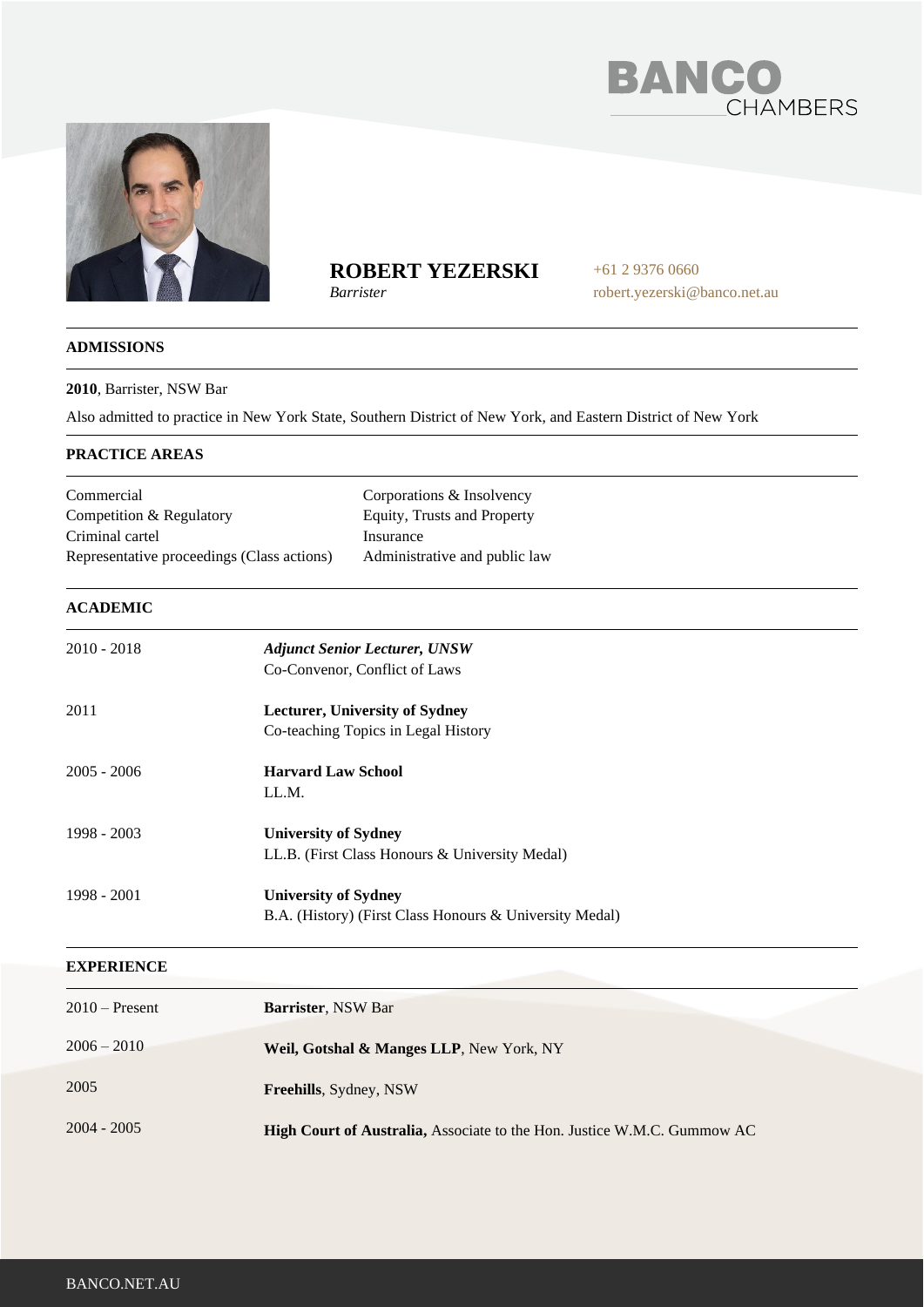# ROBERT YEZERSKI

*Barrister*

+61 2 9376 0660
robert.yezerski@banco.net.au

## ADMISSIONS

**2010**, Barrister, NSW Bar

Also admitted to practice in New York State, Southern District of New York, and Eastern District of New York

## PRACTICE AREAS

| | |
|---|---|
| Commercial | Corporations & Insolvency |
| Competition & Regulatory | Equity, Trusts and Property |
| Criminal cartel | Insurance |
| Representative proceedings (Class actions) | Administrative and public law |

## ACADEMIC

| | |
|---|---|
| 2010 - 2018 | ***Adjunct Senior Lecturer, UNSW***<br>Co-Convenor, Conflict of Laws |
| 2011 | **Lecturer, University of Sydney**<br>Co-teaching Topics in Legal History |
| 2005 - 2006 | **Harvard Law School**<br>LL.M. |
| 1998 - 2003 | **University of Sydney**<br>LL.B. (First Class Honours & University Medal) |
| 1998 - 2001 | **University of Sydney**<br>B.A. (History) (First Class Honours & University Medal) |

## EXPERIENCE

| | |
|---|---|
| 2010 – Present | **Barrister**, NSW Bar |
| 2006 – 2010 | **Weil, Gotshal & Manges LLP**, New York, NY |
| 2005 | **Freehills**, Sydney, NSW |
| 2004 - 2005 | **High Court of Australia,** Associate to the Hon. Justice W.M.C. Gummow AC |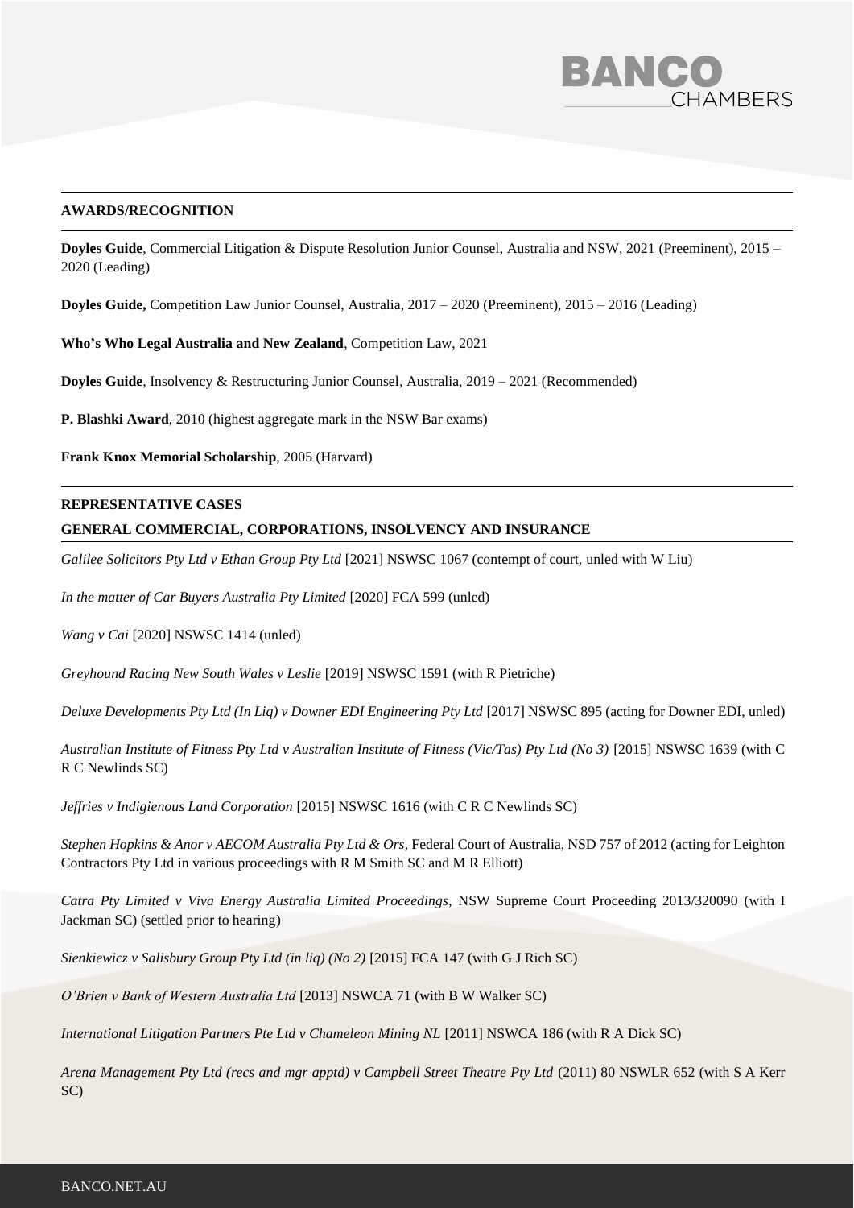## AWARDS/RECOGNITION

**Doyles Guide**, Commercial Litigation & Dispute Resolution Junior Counsel, Australia and NSW, 2021 (Preeminent), 2015 – 2020 (Leading)

**Doyles Guide,** Competition Law Junior Counsel, Australia, 2017 – 2020 (Preeminent), 2015 – 2016 (Leading)

**Who's Who Legal Australia and New Zealand**, Competition Law, 2021

**Doyles Guide**, Insolvency & Restructuring Junior Counsel, Australia, 2019 – 2021 (Recommended)

**P. Blashki Award**, 2010 (highest aggregate mark in the NSW Bar exams)

**Frank Knox Memorial Scholarship**, 2005 (Harvard)

## REPRESENTATIVE CASES

### GENERAL COMMERCIAL, CORPORATIONS, INSOLVENCY AND INSURANCE

*Galilee Solicitors Pty Ltd v Ethan Group Pty Ltd* [2021] NSWSC 1067 (contempt of court, unled with W Liu)

*In the matter of Car Buyers Australia Pty Limited* [2020] FCA 599 (unled)

*Wang v Cai* [2020] NSWSC 1414 (unled)

*Greyhound Racing New South Wales v Leslie* [2019] NSWSC 1591 (with R Pietriche)

*Deluxe Developments Pty Ltd (In Liq) v Downer EDI Engineering Pty Ltd* [2017] NSWSC 895 (acting for Downer EDI, unled)

*Australian Institute of Fitness Pty Ltd v Australian Institute of Fitness (Vic/Tas) Pty Ltd (No 3)* [2015] NSWSC 1639 (with C R C Newlinds SC)

*Jeffries v Indigienous Land Corporation* [2015] NSWSC 1616 (with C R C Newlinds SC)

*Stephen Hopkins & Anor v AECOM Australia Pty Ltd & Ors*, Federal Court of Australia, NSD 757 of 2012 (acting for Leighton Contractors Pty Ltd in various proceedings with R M Smith SC and M R Elliott)

*Catra Pty Limited v Viva Energy Australia Limited Proceedings*, NSW Supreme Court Proceeding 2013/320090 (with I Jackman SC) (settled prior to hearing)

*Sienkiewicz v Salisbury Group Pty Ltd (in liq) (No 2)* [2015] FCA 147 (with G J Rich SC)

*O'Brien v Bank of Western Australia Ltd* [2013] NSWCA 71 (with B W Walker SC)

*International Litigation Partners Pte Ltd v Chameleon Mining NL* [2011] NSWCA 186 (with R A Dick SC)

*Arena Management Pty Ltd (recs and mgr apptd) v Campbell Street Theatre Pty Ltd* (2011) 80 NSWLR 652 (with S A Kerr SC)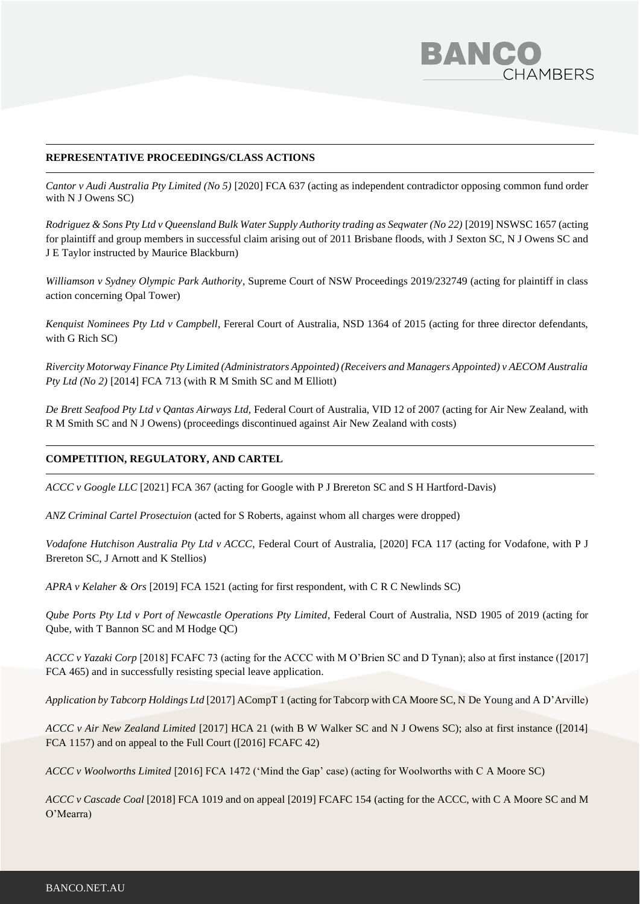## REPRESENTATIVE PROCEEDINGS/CLASS ACTIONS

*Cantor v Audi Australia Pty Limited (No 5)* [2020] FCA 637 (acting as independent contradictor opposing common fund order with N J Owens SC)

*Rodriguez & Sons Pty Ltd v Queensland Bulk Water Supply Authority trading as Seqwater (No 22)* [2019] NSWSC 1657 (acting for plaintiff and group members in successful claim arising out of 2011 Brisbane floods, with J Sexton SC, N J Owens SC and J E Taylor instructed by Maurice Blackburn)

*Williamson v Sydney Olympic Park Authority*, Supreme Court of NSW Proceedings 2019/232749 (acting for plaintiff in class action concerning Opal Tower)

*Kenquist Nominees Pty Ltd v Campbell*, Fereral Court of Australia, NSD 1364 of 2015 (acting for three director defendants, with G Rich SC)

*Rivercity Motorway Finance Pty Limited (Administrators Appointed) (Receivers and Managers Appointed) v AECOM Australia Pty Ltd (No 2)* [2014] FCA 713 (with R M Smith SC and M Elliott)

*De Brett Seafood Pty Ltd v Qantas Airways Ltd*, Federal Court of Australia, VID 12 of 2007 (acting for Air New Zealand, with R M Smith SC and N J Owens) (proceedings discontinued against Air New Zealand with costs)

## COMPETITION, REGULATORY, AND CARTEL

*ACCC v Google LLC* [2021] FCA 367 (acting for Google with P J Brereton SC and S H Hartford-Davis)

*ANZ Criminal Cartel Prosectuion* (acted for S Roberts, against whom all charges were dropped)

*Vodafone Hutchison Australia Pty Ltd v ACCC*, Federal Court of Australia, [2020] FCA 117 (acting for Vodafone, with P J Brereton SC, J Arnott and K Stellios)

*APRA v Kelaher & Ors* [2019] FCA 1521 (acting for first respondent, with C R C Newlinds SC)

*Qube Ports Pty Ltd v Port of Newcastle Operations Pty Limited*, Federal Court of Australia, NSD 1905 of 2019 (acting for Qube, with T Bannon SC and M Hodge QC)

*ACCC v Yazaki Corp* [2018] FCAFC 73 (acting for the ACCC with M O'Brien SC and D Tynan); also at first instance ([2017] FCA 465) and in successfully resisting special leave application.

*Application by Tabcorp Holdings Ltd* [2017] ACompT 1 (acting for Tabcorp with CA Moore SC, N De Young and A D'Arville)

*ACCC v Air New Zealand Limited* [2017] HCA 21 (with B W Walker SC and N J Owens SC); also at first instance ([2014] FCA 1157) and on appeal to the Full Court ([2016] FCAFC 42)

*ACCC v Woolworths Limited* [2016] FCA 1472 ('Mind the Gap' case) (acting for Woolworths with C A Moore SC)

*ACCC v Cascade Coal* [2018] FCA 1019 and on appeal [2019] FCAFC 154 (acting for the ACCC, with C A Moore SC and M O'Mearra)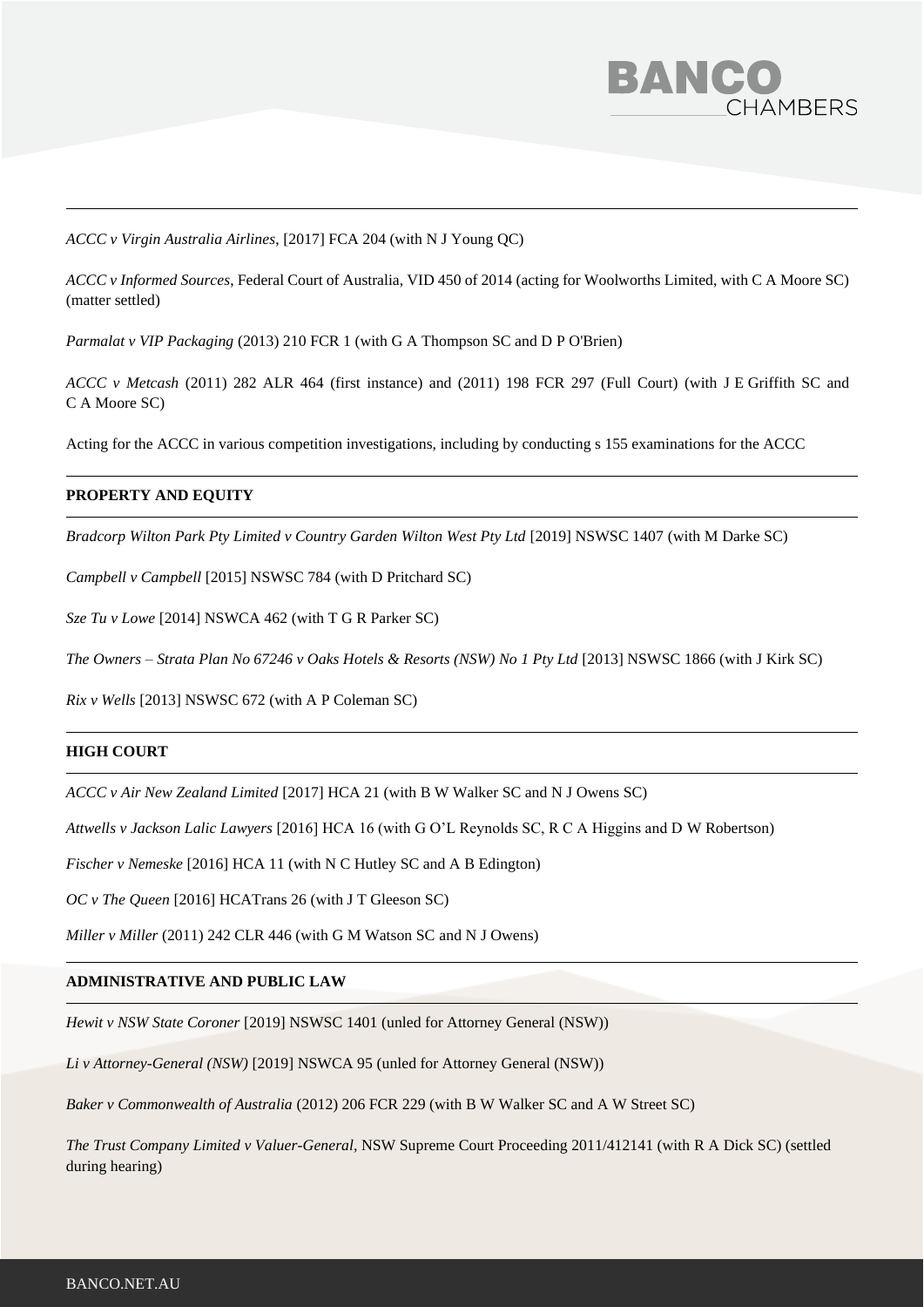*ACCC v Virgin Australia Airlines*, [2017] FCA 204 (with N J Young QC)

*ACCC v Informed Sources*, Federal Court of Australia, VID 450 of 2014 (acting for Woolworths Limited, with C A Moore SC) (matter settled)

*Parmalat v VIP Packaging* (2013) 210 FCR 1 (with G A Thompson SC and D P O'Brien)

*ACCC v Metcash* (2011) 282 ALR 464 (first instance) and (2011) 198 FCR 297 (Full Court) (with J E Griffith SC and C A Moore SC)

Acting for the ACCC in various competition investigations, including by conducting s 155 examinations for the ACCC

**PROPERTY AND EQUITY**

*Bradcorp Wilton Park Pty Limited v Country Garden Wilton West Pty Ltd* [2019] NSWSC 1407 (with M Darke SC)

*Campbell v Campbell* [2015] NSWSC 784 (with D Pritchard SC)

*Sze Tu v Lowe* [2014] NSWCA 462 (with T G R Parker SC)

*The Owners – Strata Plan No 67246 v Oaks Hotels & Resorts (NSW) No 1 Pty Ltd* [2013] NSWSC 1866 (with J Kirk SC)

*Rix v Wells* [2013] NSWSC 672 (with A P Coleman SC)

**HIGH COURT**

*ACCC v Air New Zealand Limited* [2017] HCA 21 (with B W Walker SC and N J Owens SC)

*Attwells v Jackson Lalic Lawyers* [2016] HCA 16 (with G O'L Reynolds SC, R C A Higgins and D W Robertson)

*Fischer v Nemeske* [2016] HCA 11 (with N C Hutley SC and A B Edington)

*OC v The Queen* [2016] HCATrans 26 (with J T Gleeson SC)

*Miller v Miller* (2011) 242 CLR 446 (with G M Watson SC and N J Owens)

**ADMINISTRATIVE AND PUBLIC LAW**

*Hewit v NSW State Coroner* [2019] NSWSC 1401 (unled for Attorney General (NSW))

*Li v Attorney-General (NSW)* [2019] NSWCA 95 (unled for Attorney General (NSW))

*Baker v Commonwealth of Australia* (2012) 206 FCR 229 (with B W Walker SC and A W Street SC)

*The Trust Company Limited v Valuer-General*, NSW Supreme Court Proceeding 2011/412141 (with R A Dick SC) (settled during hearing)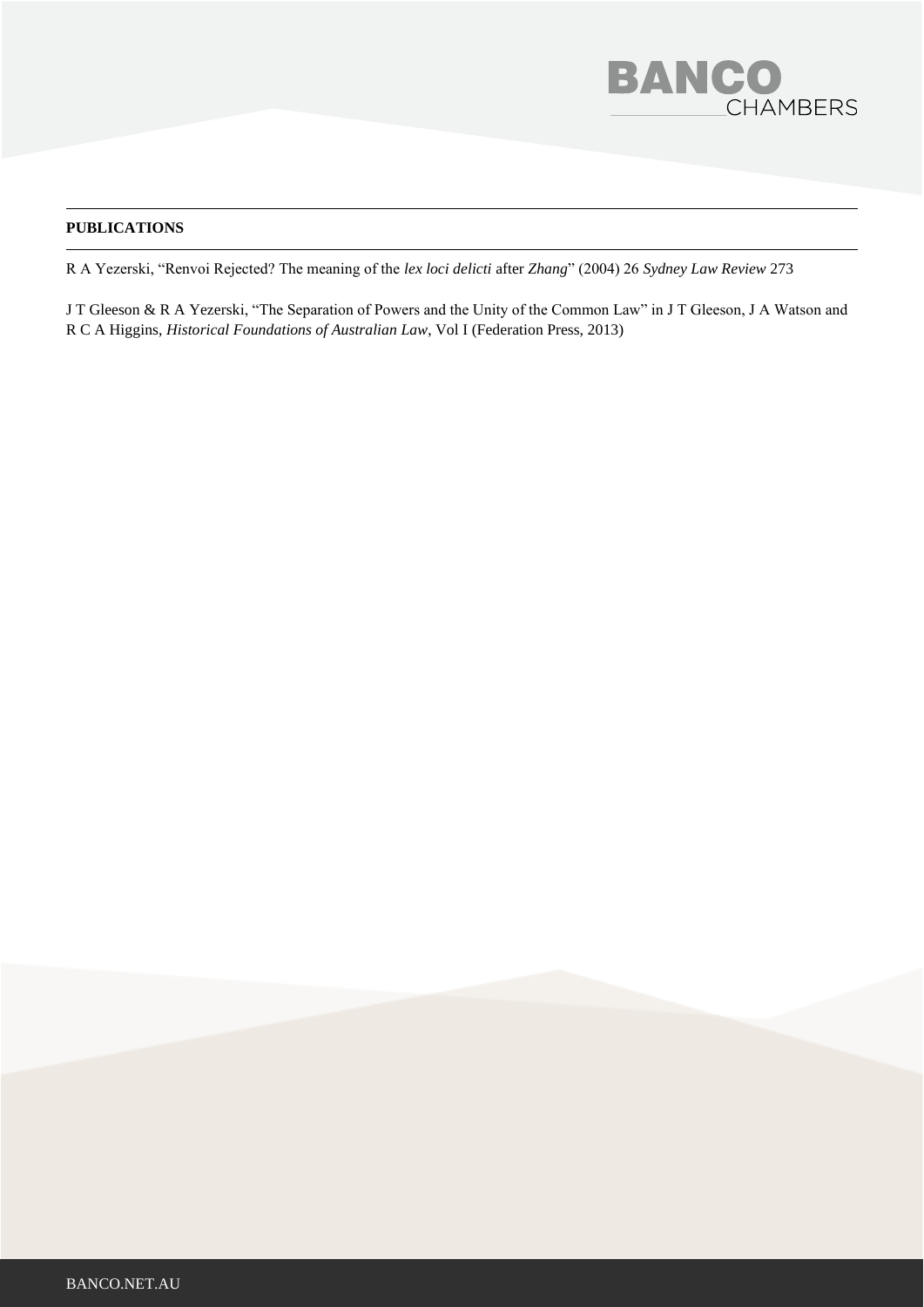**PUBLICATIONS**

R A Yezerski, "Renvoi Rejected? The meaning of the *lex loci delicti* after *Zhang*" (2004) 26 *Sydney Law Review* 273

J T Gleeson & R A Yezerski, "The Separation of Powers and the Unity of the Common Law" in J T Gleeson, J A Watson and R C A Higgins, *Historical Foundations of Australian Law*, Vol I (Federation Press, 2013)